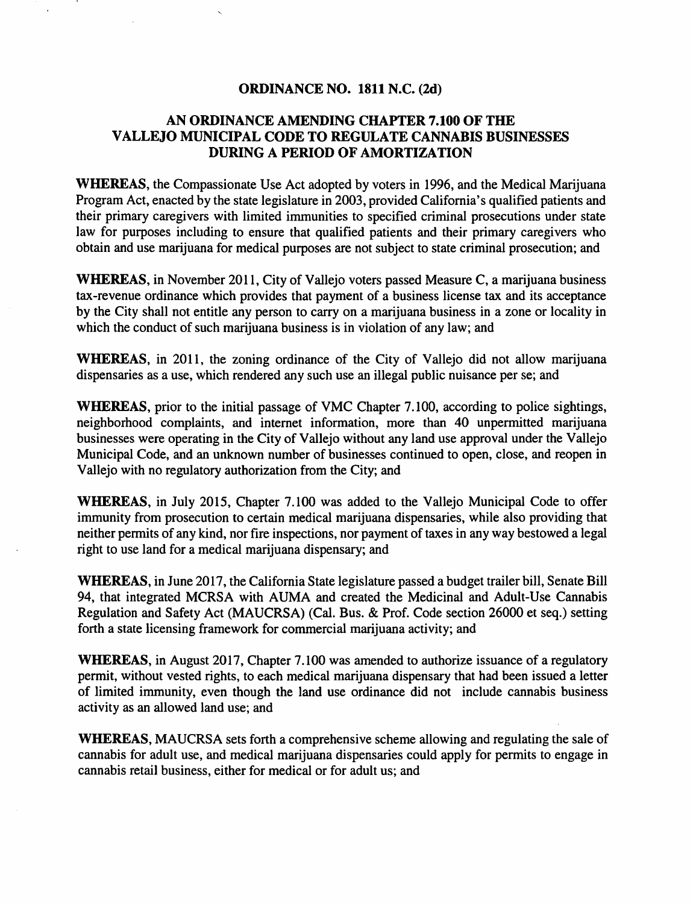# ORDINANCE NO. 1811 N.C. (2d)

## AN ORDINANCE AMENDING CHAPTER 7.100 OF THE VALLEJO MUNICIPAL CODE TO REGULATE CANNABIS BUSINESSES DURING A PERIOD OF AMORTIZATION

**WHEREAS**, the Compassionate Use Act adopted by voters in 1996, and the Medical Marijuana Program Act, enacted by the state legislature in 2003, provided California's qualified patients and their primary caregivers with limited immunities to specified criminal prosecutions under state law for purposes including to ensure that qualified patients and their primary caregivers who obtain and use marijuana for medical purposes are not subject to state criminal prosecution; and

**WHEREAS**, in November 2011, City of Vallejo voters passed Measure C, a marijuana business tax-revenue ordinance which provides that payment of a business license tax and its acceptance by the City shall not entitle any person to carry on a marijuana business in a zone or locality in which the conduct of such marijuana business is in violation of any law; and

**WHEREAS**, in 2011, the zoning ordinance of the City of Vallejo did not allow marijuana dispensaries as a use, which rendered any such use an illegal public nuisance per se; and

**WHEREAS**, prior to the initial passage of VMC Chapter 7.100, according to police sightings, neighborhood complaints, and internet information, more than 40 unpermitted marijuana businesses were operating in the City of Vallejo without any land use approval under the Vallejo Municipal Code, and an unknown number of businesses continued to open, close, and reopen in Vallejo with no regulatory authorization from the City; and

**WHEREAS**, in July 2015, Chapter 7.100 was added to the Vallejo Municipal Code to offer immunity from prosecution to certain medical marijuana dispensaries, while also providing that neither permits of any kind, nor fire inspections, nor payment of taxes in any way bestowed a legal right to use land for a medical marijuana dispensary; and

**WHEREAS**, in June 2017, the California State legislature passed a budget trailer bill, Senate Bill 94, that integrated MCRSA with AUMA and created the Medicinal and Adult-Use Cannabis Regulation and Safety Act (MAUCRSA) (Cal. Bus. & Prof. Code section 26000 et seq.) setting forth a state licensing framework for commercial marijuana activity; and

**WHEREAS**, in August 2017, Chapter 7.100 was amended to authorize issuance of a regulatory permit, without vested rights, to each medical marijuana dispensary that had been issued a letter of limited immunity, even though the land use ordinance did not include cannabis business activity as an allowed land use; and

**WHEREAS**, MAUCRSA sets forth a comprehensive scheme allowing and regulating the sale of cannabis for adult use, and medical marijuana dispensaries could apply for permits to engage in cannabis retail business, either for medical or for adult us; and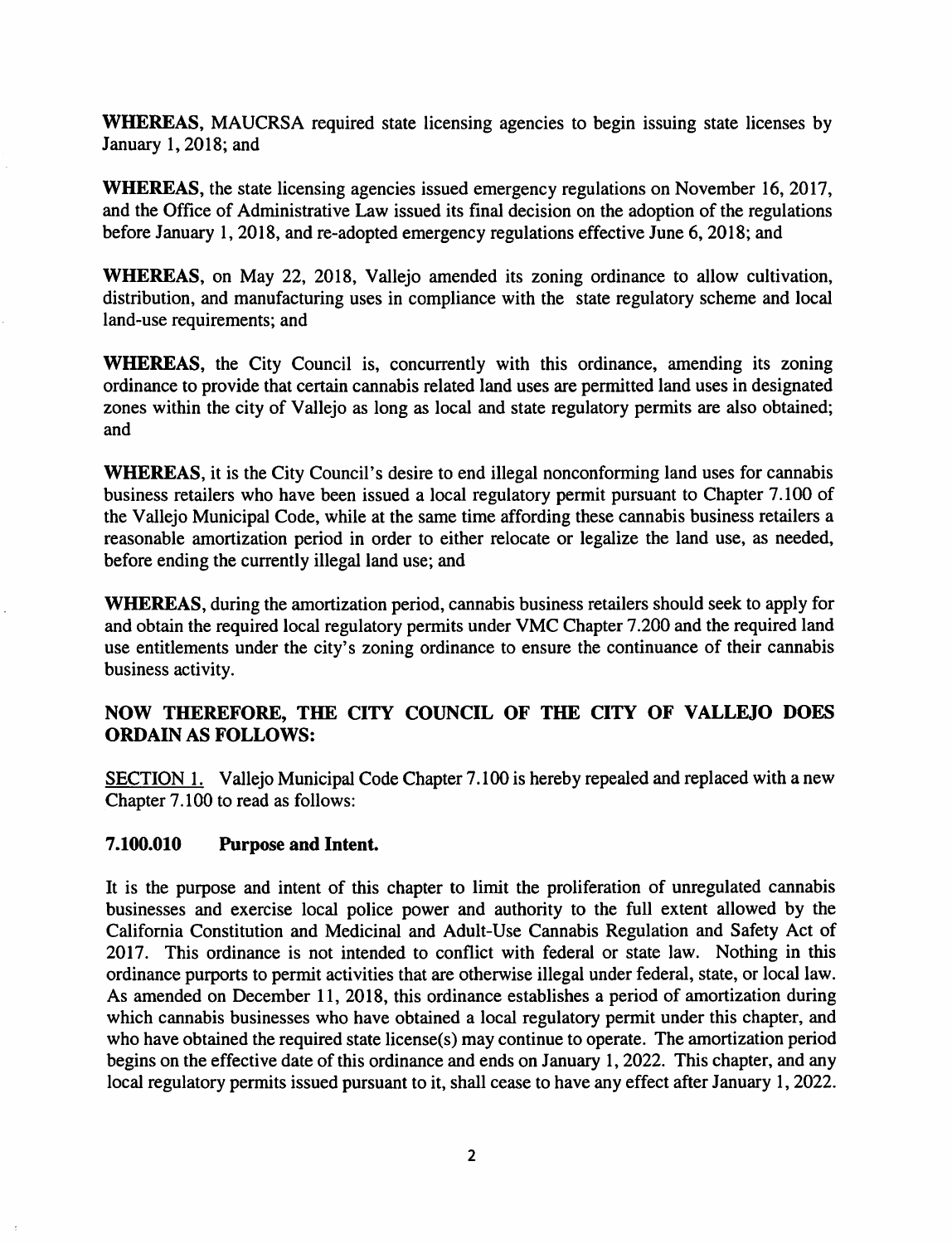**WHEREAS,** MAUCRSA required state licensing agencies to begin issuing state licenses by January 1, 2018; and

**WHEREAS,** the state licensing agencies issued emergency regulations on November 16, 2017, and the Office of Administrative Law issued its final decision on the adoption of the regulations before January 1, 2018, and re-adopted emergency regulations effective June 6, 2018; and

**WHEREAS,** on May 22, 2018, Vallejo amended its zoning ordinance to allow cultivation, distribution, and manufacturing uses in compliance with the state regulatory scheme and local land-use requirements; and

**WHEREAS,** the City Council is, concurrently with this ordinance, amending its zoning ordinance to provide that certain cannabis related land uses are permitted land uses in designated zones within the city of Vallejo as long as local and state regulatory permits are also obtained; and

**WHEREAS,** it is the City Council's desire to end illegal nonconforming land uses for cannabis business retailers who have been issued a local regulatory permit pursuant to Chapter 7.100 of the Vallejo Municipal Code, while at the same time affording these cannabis business retailers a reasonable amortization period in order to either relocate or legalize the land use, as needed, before ending the currently illegal land use; and

**WHEREAS,** during the amortization period, cannabis business retailers should seek to apply for and obtain the required local regulatory permits under VMC Chapter 7.200 and the required land use entitlements under the city's zoning ordinance to ensure the continuance of their cannabis business activity.

**NOW THEREFORE, THE CITY COUNCIL OF THE CITY OF VALLEJO DOES ORDAIN AS FOLLOWS:**

SECTION 1. Vallejo Municipal Code Chapter 7.100 is hereby repealed and replaced with a new Chapter 7.100 to read as follows:

**7.100.010 Purpose and Intent.**

It is the purpose and intent of this chapter to limit the proliferation of unregulated cannabis businesses and exercise local police power and authority to the full extent allowed by the California Constitution and Medicinal and Adult-Use Cannabis Regulation and Safety Act of 2017. This ordinance is not intended to conflict with federal or state law. Nothing in this ordinance purports to permit activities that are otherwise illegal under federal, state, or local law. As amended on December 11, 2018, this ordinance establishes a period of amortization during which cannabis businesses who have obtained a local regulatory permit under this chapter, and who have obtained the required state license(s) may continue to operate. The amortization period begins on the effective date of this ordinance and ends on January 1, 2022. This chapter, and any local regulatory permits issued pursuant to it, shall cease to have any effect after January 1, 2022.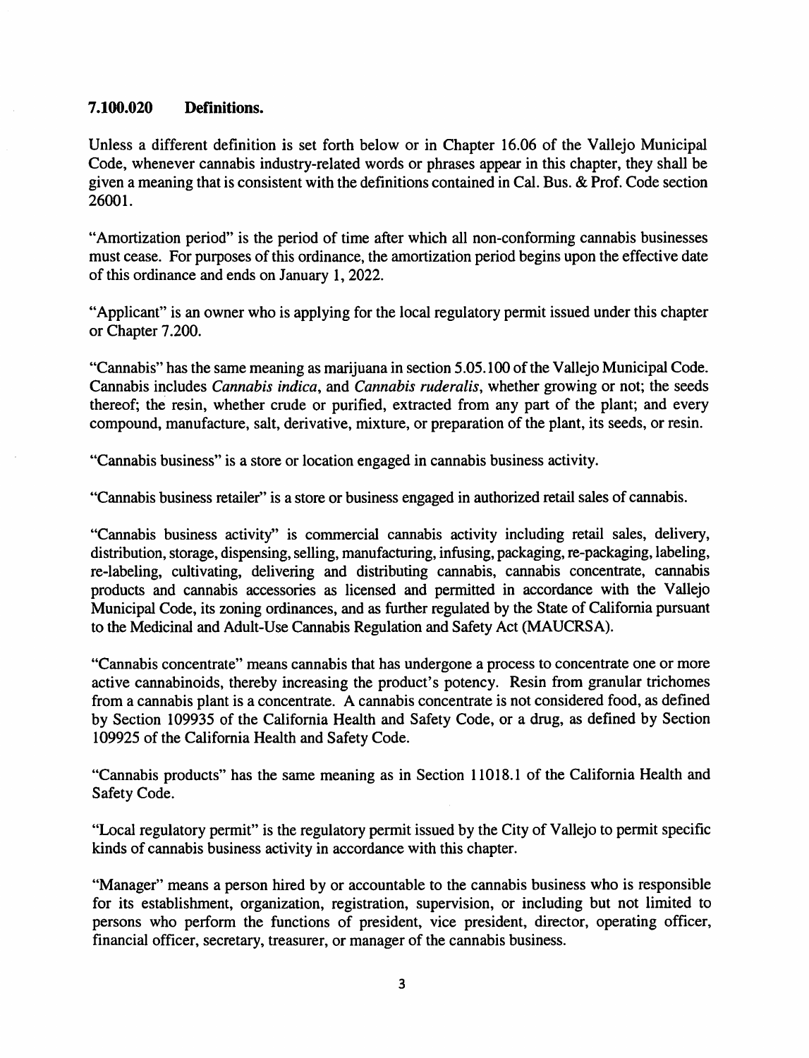### 7.100.020 Definitions.

Unless a different definition is set forth below or in Chapter 16.06 of the Vallejo Municipal Code, whenever cannabis industry-related words or phrases appear in this chapter, they shall be given a meaning that is consistent with the definitions contained in Cal. Bus. & Prof. Code section 26001.

"Amortization period" is the period of time after which all non-conforming cannabis businesses must cease. For purposes of this ordinance, the amortization period begins upon the effective date of this ordinance and ends on January 1, 2022.

"Applicant" is an owner who is applying for the local regulatory permit issued under this chapter or Chapter 7.200.

"Cannabis" has the same meaning as marijuana in section 5.05.100 of the Vallejo Municipal Code. Cannabis includes *Cannabis indica*, and *Cannabis ruderalis*, whether growing or not; the seeds thereof; the resin, whether crude or purified, extracted from any part of the plant; and every compound, manufacture, salt, derivative, mixture, or preparation of the plant, its seeds, or resin.

"Cannabis business" is a store or location engaged in cannabis business activity.

"Cannabis business retailer" is a store or business engaged in authorized retail sales of cannabis.

"Cannabis business activity" is commercial cannabis activity including retail sales, delivery, distribution, storage, dispensing, selling, manufacturing, infusing, packaging, re-packaging, labeling, re-labeling, cultivating, delivering and distributing cannabis, cannabis concentrate, cannabis products and cannabis accessories as licensed and permitted in accordance with the Vallejo Municipal Code, its zoning ordinances, and as further regulated by the State of California pursuant to the Medicinal and Adult-Use Cannabis Regulation and Safety Act (MAUCRSA).

"Cannabis concentrate" means cannabis that has undergone a process to concentrate one or more active cannabinoids, thereby increasing the product's potency. Resin from granular trichomes from a cannabis plant is a concentrate. A cannabis concentrate is not considered food, as defined by Section 109935 of the California Health and Safety Code, or a drug, as defined by Section 109925 of the California Health and Safety Code.

"Cannabis products" has the same meaning as in Section 11018.1 of the California Health and Safety Code.

"Local regulatory permit" is the regulatory permit issued by the City of Vallejo to permit specific kinds of cannabis business activity in accordance with this chapter.

"Manager" means a person hired by or accountable to the cannabis business who is responsible for its establishment, organization, registration, supervision, or including but not limited to persons who perform the functions of president, vice president, director, operating officer, financial officer, secretary, treasurer, or manager of the cannabis business.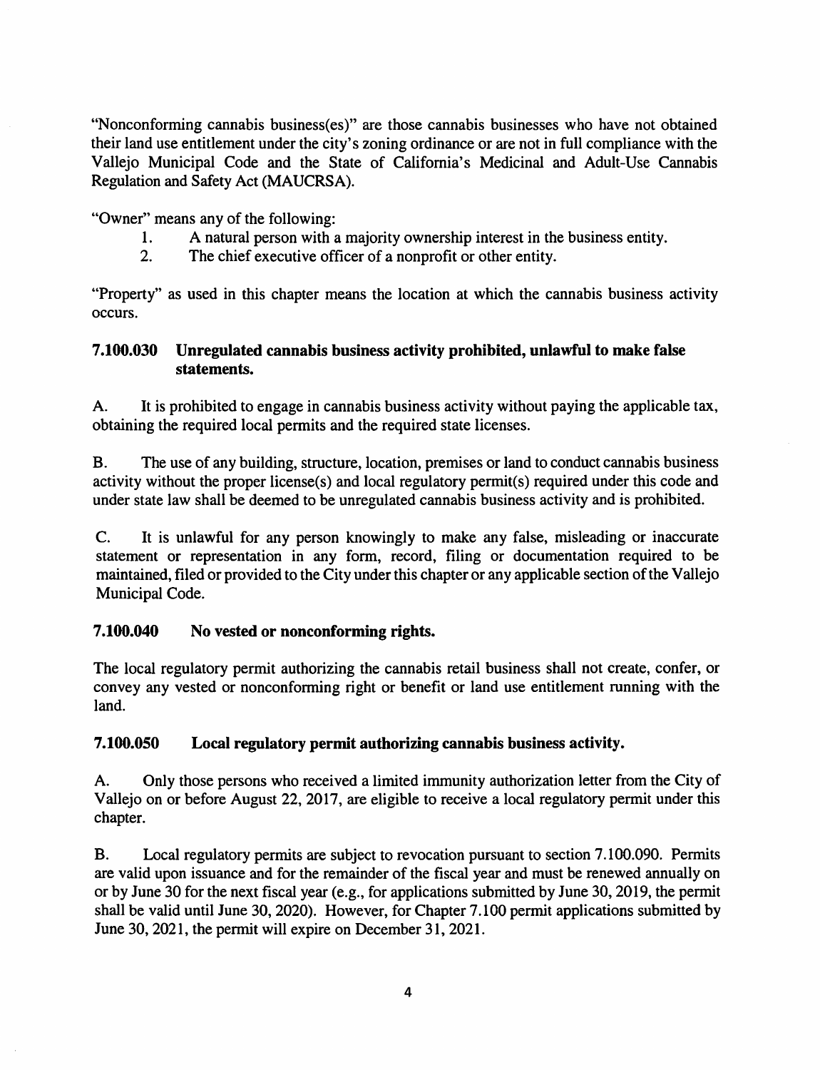"Nonconforming cannabis business(es)" are those cannabis businesses who have not obtained their land use entitlement under the city's zoning ordinance or are not in full compliance with the Vallejo Municipal Code and the State of California's Medicinal and Adult-Use Cannabis Regulation and Safety Act (MAUCRSA).

"Owner" means any of the following:

1. A natural person with a majority ownership interest in the business entity.
2. The chief executive officer of a nonprofit or other entity.

"Property" as used in this chapter means the location at which the cannabis business activity occurs.

### 7.100.030 Unregulated cannabis business activity prohibited, unlawful to make false statements.

A. It is prohibited to engage in cannabis business activity without paying the applicable tax, obtaining the required local permits and the required state licenses.

B. The use of any building, structure, location, premises or land to conduct cannabis business activity without the proper license(s) and local regulatory permit(s) required under this code and under state law shall be deemed to be unregulated cannabis business activity and is prohibited.

C. It is unlawful for any person knowingly to make any false, misleading or inaccurate statement or representation in any form, record, filing or documentation required to be maintained, filed or provided to the City under this chapter or any applicable section of the Vallejo Municipal Code.

### 7.100.040 No vested or nonconforming rights.

The local regulatory permit authorizing the cannabis retail business shall not create, confer, or convey any vested or nonconforming right or benefit or land use entitlement running with the land.

### 7.100.050 Local regulatory permit authorizing cannabis business activity.

A. Only those persons who received a limited immunity authorization letter from the City of Vallejo on or before August 22, 2017, are eligible to receive a local regulatory permit under this chapter.

B. Local regulatory permits are subject to revocation pursuant to section 7.100.090. Permits are valid upon issuance and for the remainder of the fiscal year and must be renewed annually on or by June 30 for the next fiscal year (e.g., for applications submitted by June 30, 2019, the permit shall be valid until June 30, 2020). However, for Chapter 7.100 permit applications submitted by June 30, 2021, the permit will expire on December 31, 2021.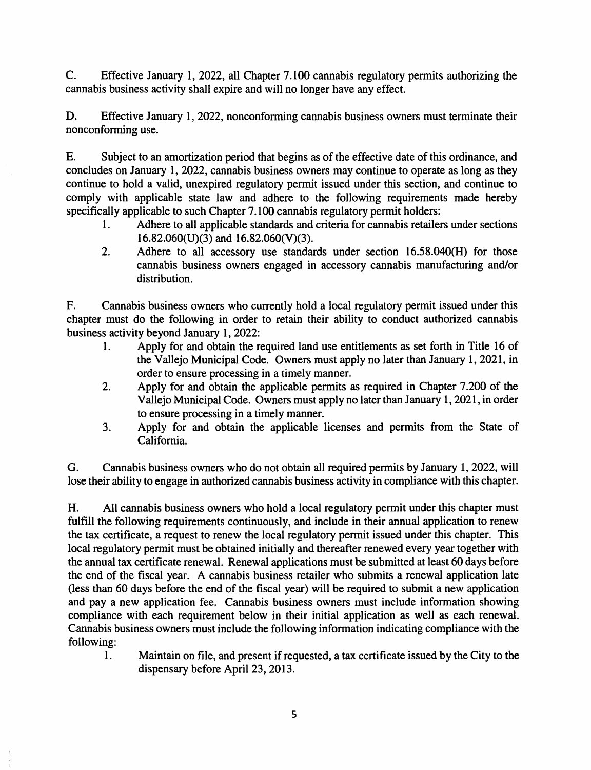C. Effective January 1, 2022, all Chapter 7.100 cannabis regulatory permits authorizing the cannabis business activity shall expire and will no longer have any effect.

D. Effective January 1, 2022, nonconforming cannabis business owners must terminate their nonconforming use.

E. Subject to an amortization period that begins as of the effective date of this ordinance, and concludes on January 1, 2022, cannabis business owners may continue to operate as long as they continue to hold a valid, unexpired regulatory permit issued under this section, and continue to comply with applicable state law and adhere to the following requirements made hereby specifically applicable to such Chapter 7.100 cannabis regulatory permit holders:

1. Adhere to all applicable standards and criteria for cannabis retailers under sections 16.82.060(U)(3) and 16.82.060(V)(3).
2. Adhere to all accessory use standards under section 16.58.040(H) for those cannabis business owners engaged in accessory cannabis manufacturing and/or distribution.

F. Cannabis business owners who currently hold a local regulatory permit issued under this chapter must do the following in order to retain their ability to conduct authorized cannabis business activity beyond January 1, 2022:

1. Apply for and obtain the required land use entitlements as set forth in Title 16 of the Vallejo Municipal Code. Owners must apply no later than January 1, 2021, in order to ensure processing in a timely manner.
2. Apply for and obtain the applicable permits as required in Chapter 7.200 of the Vallejo Municipal Code. Owners must apply no later than January 1, 2021, in order to ensure processing in a timely manner.
3. Apply for and obtain the applicable licenses and permits from the State of California.

G. Cannabis business owners who do not obtain all required permits by January 1, 2022, will lose their ability to engage in authorized cannabis business activity in compliance with this chapter.

H. All cannabis business owners who hold a local regulatory permit under this chapter must fulfill the following requirements continuously, and include in their annual application to renew the tax certificate, a request to renew the local regulatory permit issued under this chapter. This local regulatory permit must be obtained initially and thereafter renewed every year together with the annual tax certificate renewal. Renewal applications must be submitted at least 60 days before the end of the fiscal year. A cannabis business retailer who submits a renewal application late (less than 60 days before the end of the fiscal year) will be required to submit a new application and pay a new application fee. Cannabis business owners must include information showing compliance with each requirement below in their initial application as well as each renewal. Cannabis business owners must include the following information indicating compliance with the following:

1. Maintain on file, and present if requested, a tax certificate issued by the City to the dispensary before April 23, 2013.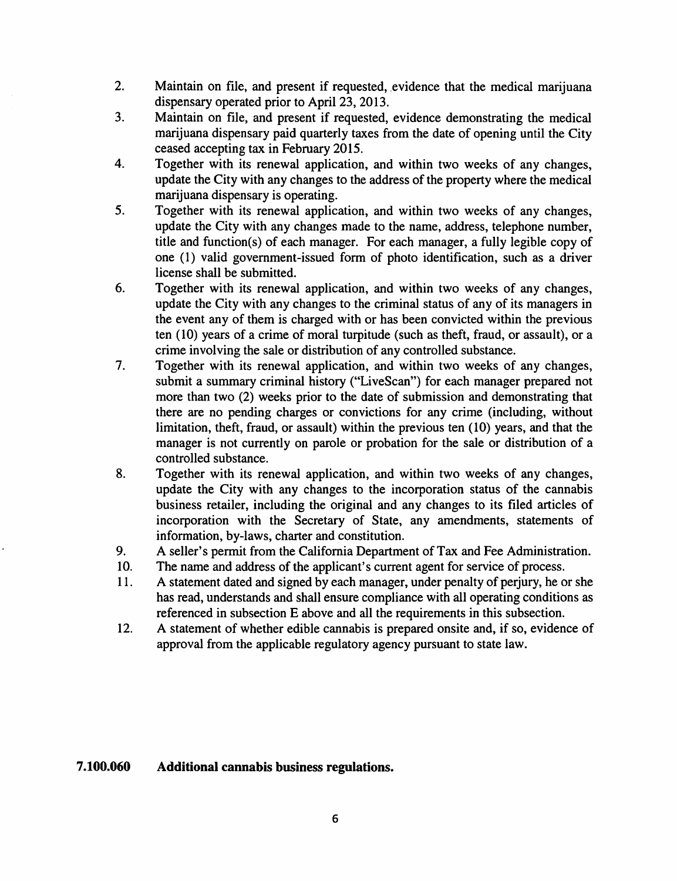2. Maintain on file, and present if requested, evidence that the medical marijuana dispensary operated prior to April 23, 2013.
3. Maintain on file, and present if requested, evidence demonstrating the medical marijuana dispensary paid quarterly taxes from the date of opening until the City ceased accepting tax in February 2015.
4. Together with its renewal application, and within two weeks of any changes, update the City with any changes to the address of the property where the medical marijuana dispensary is operating.
5. Together with its renewal application, and within two weeks of any changes, update the City with any changes made to the name, address, telephone number, title and function(s) of each manager. For each manager, a fully legible copy of one (1) valid government-issued form of photo identification, such as a driver license shall be submitted.
6. Together with its renewal application, and within two weeks of any changes, update the City with any changes to the criminal status of any of its managers in the event any of them is charged with or has been convicted within the previous ten (10) years of a crime of moral turpitude (such as theft, fraud, or assault), or a crime involving the sale or distribution of any controlled substance.
7. Together with its renewal application, and within two weeks of any changes, submit a summary criminal history ("LiveScan") for each manager prepared not more than two (2) weeks prior to the date of submission and demonstrating that there are no pending charges or convictions for any crime (including, without limitation, theft, fraud, or assault) within the previous ten (10) years, and that the manager is not currently on parole or probation for the sale or distribution of a controlled substance.
8. Together with its renewal application, and within two weeks of any changes, update the City with any changes to the incorporation status of the cannabis business retailer, including the original and any changes to its filed articles of incorporation with the Secretary of State, any amendments, statements of information, by-laws, charter and constitution.
9. A seller's permit from the California Department of Tax and Fee Administration.
10. The name and address of the applicant's current agent for service of process.
11. A statement dated and signed by each manager, under penalty of perjury, he or she has read, understands and shall ensure compliance with all operating conditions as referenced in subsection E above and all the requirements in this subsection.
12. A statement of whether edible cannabis is prepared onsite and, if so, evidence of approval from the applicable regulatory agency pursuant to state law.

**7.100.060 Additional cannabis business regulations.**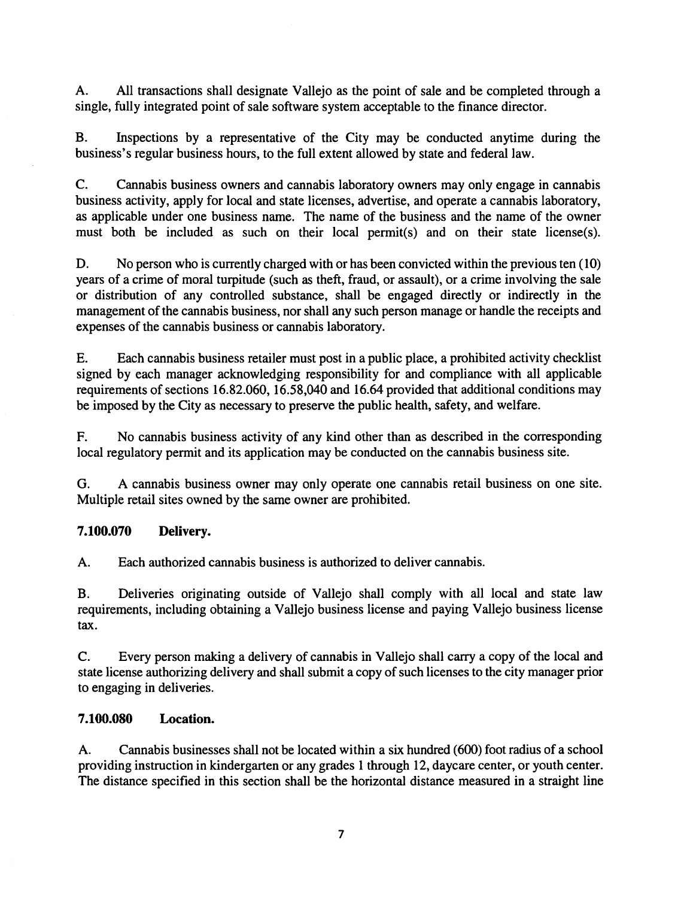A. All transactions shall designate Vallejo as the point of sale and be completed through a single, fully integrated point of sale software system acceptable to the finance director.

B. Inspections by a representative of the City may be conducted anytime during the business's regular business hours, to the full extent allowed by state and federal law.

C. Cannabis business owners and cannabis laboratory owners may only engage in cannabis business activity, apply for local and state licenses, advertise, and operate a cannabis laboratory, as applicable under one business name. The name of the business and the name of the owner must both be included as such on their local permit(s) and on their state license(s).

D. No person who is currently charged with or has been convicted within the previous ten (10) years of a crime of moral turpitude (such as theft, fraud, or assault), or a crime involving the sale or distribution of any controlled substance, shall be engaged directly or indirectly in the management of the cannabis business, nor shall any such person manage or handle the receipts and expenses of the cannabis business or cannabis laboratory.

E. Each cannabis business retailer must post in a public place, a prohibited activity checklist signed by each manager acknowledging responsibility for and compliance with all applicable requirements of sections 16.82.060, 16.58,040 and 16.64 provided that additional conditions may be imposed by the City as necessary to preserve the public health, safety, and welfare.

F. No cannabis business activity of any kind other than as described in the corresponding local regulatory permit and its application may be conducted on the cannabis business site.

G. A cannabis business owner may only operate one cannabis retail business on one site. Multiple retail sites owned by the same owner are prohibited.

### 7.100.070 Delivery.

A. Each authorized cannabis business is authorized to deliver cannabis.

B. Deliveries originating outside of Vallejo shall comply with all local and state law requirements, including obtaining a Vallejo business license and paying Vallejo business license tax.

C. Every person making a delivery of cannabis in Vallejo shall carry a copy of the local and state license authorizing delivery and shall submit a copy of such licenses to the city manager prior to engaging in deliveries.

### 7.100.080 Location.

A. Cannabis businesses shall not be located within a six hundred (600) foot radius of a school providing instruction in kindergarten or any grades 1 through 12, daycare center, or youth center. The distance specified in this section shall be the horizontal distance measured in a straight line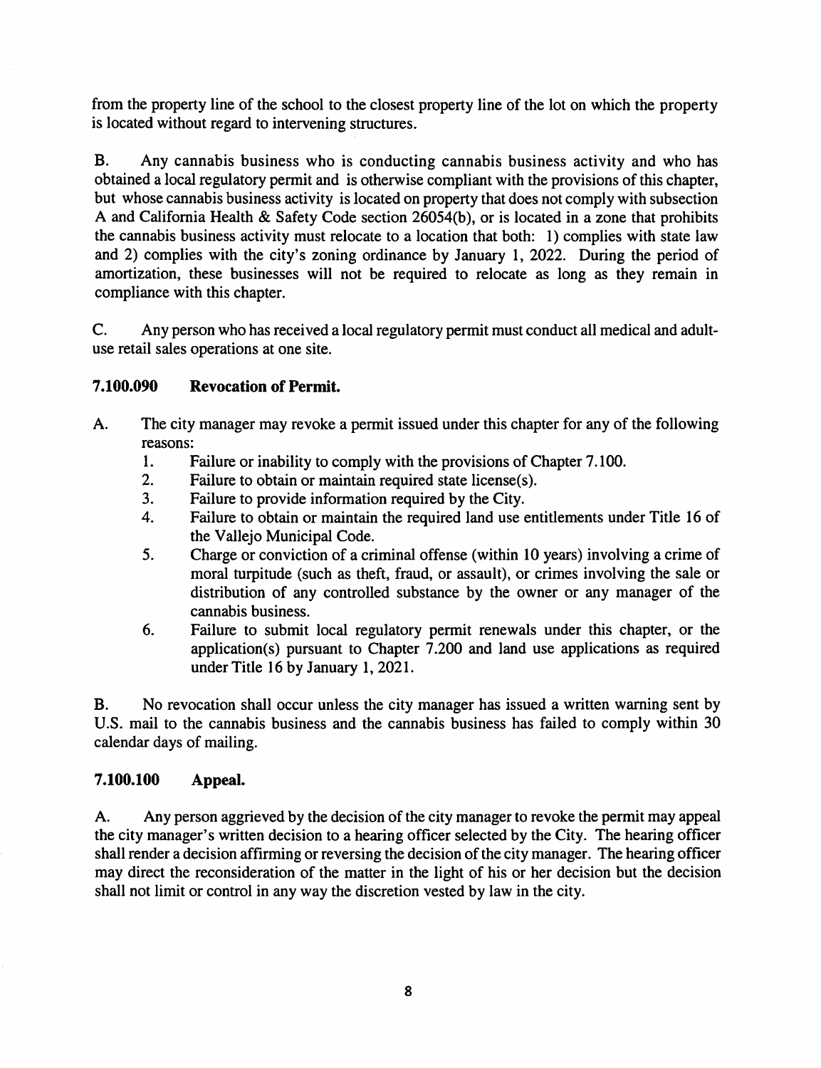from the property line of the school to the closest property line of the lot on which the property is located without regard to intervening structures.

B. Any cannabis business who is conducting cannabis business activity and who has obtained a local regulatory permit and is otherwise compliant with the provisions of this chapter, but whose cannabis business activity is located on property that does not comply with subsection A and California Health & Safety Code section 26054(b), or is located in a zone that prohibits the cannabis business activity must relocate to a location that both: 1) complies with state law and 2) complies with the city's zoning ordinance by January 1, 2022. During the period of amortization, these businesses will not be required to relocate as long as they remain in compliance with this chapter.

C. Any person who has received a local regulatory permit must conduct all medical and adult-use retail sales operations at one site.

### 7.100.090 Revocation of Permit.

A. The city manager may revoke a permit issued under this chapter for any of the following reasons:
   1. Failure or inability to comply with the provisions of Chapter 7.100.
   2. Failure to obtain or maintain required state license(s).
   3. Failure to provide information required by the City.
   4. Failure to obtain or maintain the required land use entitlements under Title 16 of the Vallejo Municipal Code.
   5. Charge or conviction of a criminal offense (within 10 years) involving a crime of moral turpitude (such as theft, fraud, or assault), or crimes involving the sale or distribution of any controlled substance by the owner or any manager of the cannabis business.
   6. Failure to submit local regulatory permit renewals under this chapter, or the application(s) pursuant to Chapter 7.200 and land use applications as required under Title 16 by January 1, 2021.

B. No revocation shall occur unless the city manager has issued a written warning sent by U.S. mail to the cannabis business and the cannabis business has failed to comply within 30 calendar days of mailing.

### 7.100.100 Appeal.

A. Any person aggrieved by the decision of the city manager to revoke the permit may appeal the city manager's written decision to a hearing officer selected by the City. The hearing officer shall render a decision affirming or reversing the decision of the city manager. The hearing officer may direct the reconsideration of the matter in the light of his or her decision but the decision shall not limit or control in any way the discretion vested by law in the city.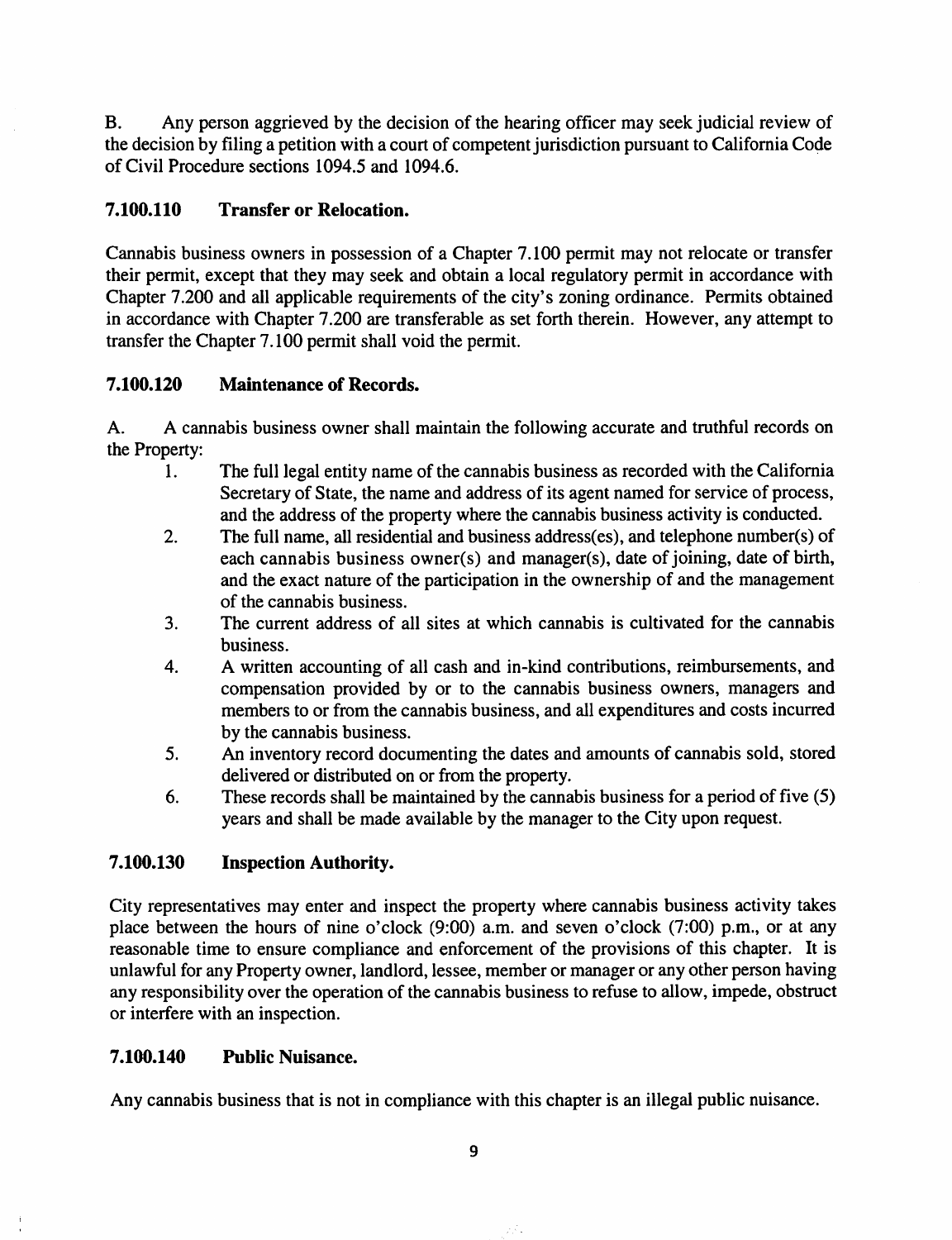B. Any person aggrieved by the decision of the hearing officer may seek judicial review of the decision by filing a petition with a court of competent jurisdiction pursuant to California Code of Civil Procedure sections 1094.5 and 1094.6.

### 7.100.110 Transfer or Relocation.

Cannabis business owners in possession of a Chapter 7.100 permit may not relocate or transfer their permit, except that they may seek and obtain a local regulatory permit in accordance with Chapter 7.200 and all applicable requirements of the city's zoning ordinance. Permits obtained in accordance with Chapter 7.200 are transferable as set forth therein. However, any attempt to transfer the Chapter 7.100 permit shall void the permit.

### 7.100.120 Maintenance of Records.

A. A cannabis business owner shall maintain the following accurate and truthful records on the Property:

1. The full legal entity name of the cannabis business as recorded with the California Secretary of State, the name and address of its agent named for service of process, and the address of the property where the cannabis business activity is conducted.
2. The full name, all residential and business address(es), and telephone number(s) of each cannabis business owner(s) and manager(s), date of joining, date of birth, and the exact nature of the participation in the ownership of and the management of the cannabis business.
3. The current address of all sites at which cannabis is cultivated for the cannabis business.
4. A written accounting of all cash and in-kind contributions, reimbursements, and compensation provided by or to the cannabis business owners, managers and members to or from the cannabis business, and all expenditures and costs incurred by the cannabis business.
5. An inventory record documenting the dates and amounts of cannabis sold, stored delivered or distributed on or from the property.
6. These records shall be maintained by the cannabis business for a period of five (5) years and shall be made available by the manager to the City upon request.

### 7.100.130 Inspection Authority.

City representatives may enter and inspect the property where cannabis business activity takes place between the hours of nine o'clock (9:00) a.m. and seven o'clock (7:00) p.m., or at any reasonable time to ensure compliance and enforcement of the provisions of this chapter. It is unlawful for any Property owner, landlord, lessee, member or manager or any other person having any responsibility over the operation of the cannabis business to refuse to allow, impede, obstruct or interfere with an inspection.

### 7.100.140 Public Nuisance.

Any cannabis business that is not in compliance with this chapter is an illegal public nuisance.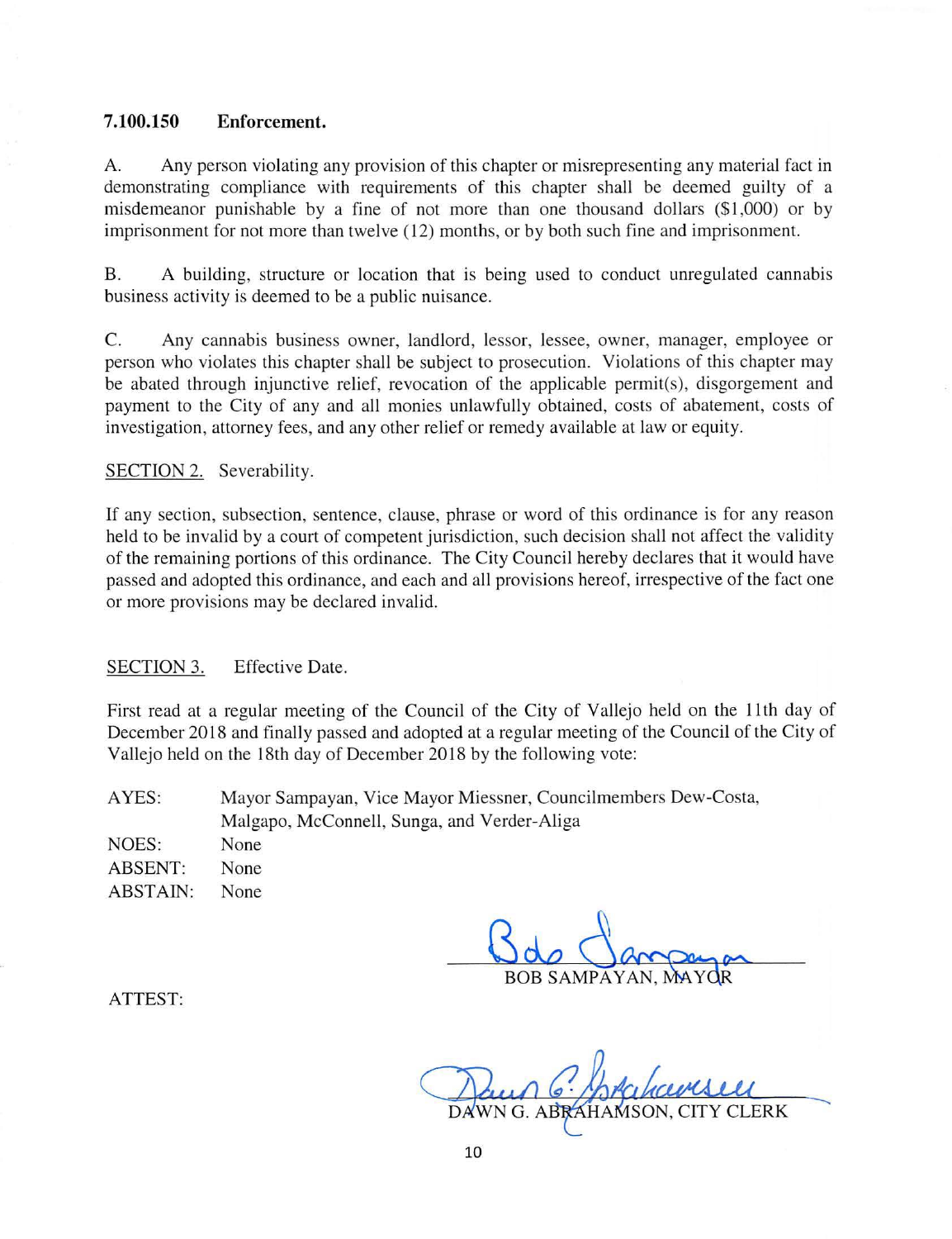### 7.100.150 Enforcement.

A. Any person violating any provision of this chapter or misrepresenting any material fact in demonstrating compliance with requirements of this chapter shall be deemed guilty of a misdemeanor punishable by a fine of not more than one thousand dollars ($1,000) or by imprisonment for not more than twelve (12) months, or by both such fine and imprisonment.

B. A building, structure or location that is being used to conduct unregulated cannabis business activity is deemed to be a public nuisance.

C. Any cannabis business owner, landlord, lessor, lessee, owner, manager, employee or person who violates this chapter shall be subject to prosecution. Violations of this chapter may be abated through injunctive relief, revocation of the applicable permit(s), disgorgement and payment to the City of any and all monies unlawfully obtained, costs of abatement, costs of investigation, attorney fees, and any other relief or remedy available at law or equity.

SECTION 2. Severability.

If any section, subsection, sentence, clause, phrase or word of this ordinance is for any reason held to be invalid by a court of competent jurisdiction, such decision shall not affect the validity of the remaining portions of this ordinance. The City Council hereby declares that it would have passed and adopted this ordinance, and each and all provisions hereof, irrespective of the fact one or more provisions may be declared invalid.

SECTION 3. Effective Date.

First read at a regular meeting of the Council of the City of Vallejo held on the 11th day of December 2018 and finally passed and adopted at a regular meeting of the Council of the City of Vallejo held on the 18th day of December 2018 by the following vote:

| | |
|---|---|
| AYES: | Mayor Sampayan, Vice Mayor Miessner, Councilmembers Dew-Costa, Malgapo, McConnell, Sunga, and Verder-Aliga |
| NOES: | None |
| ABSENT: | None |
| ABSTAIN: | None |

BOB SAMPAYAN, MAYOR

ATTEST:

DAWN G. ABRAHAMSON, CITY CLERK